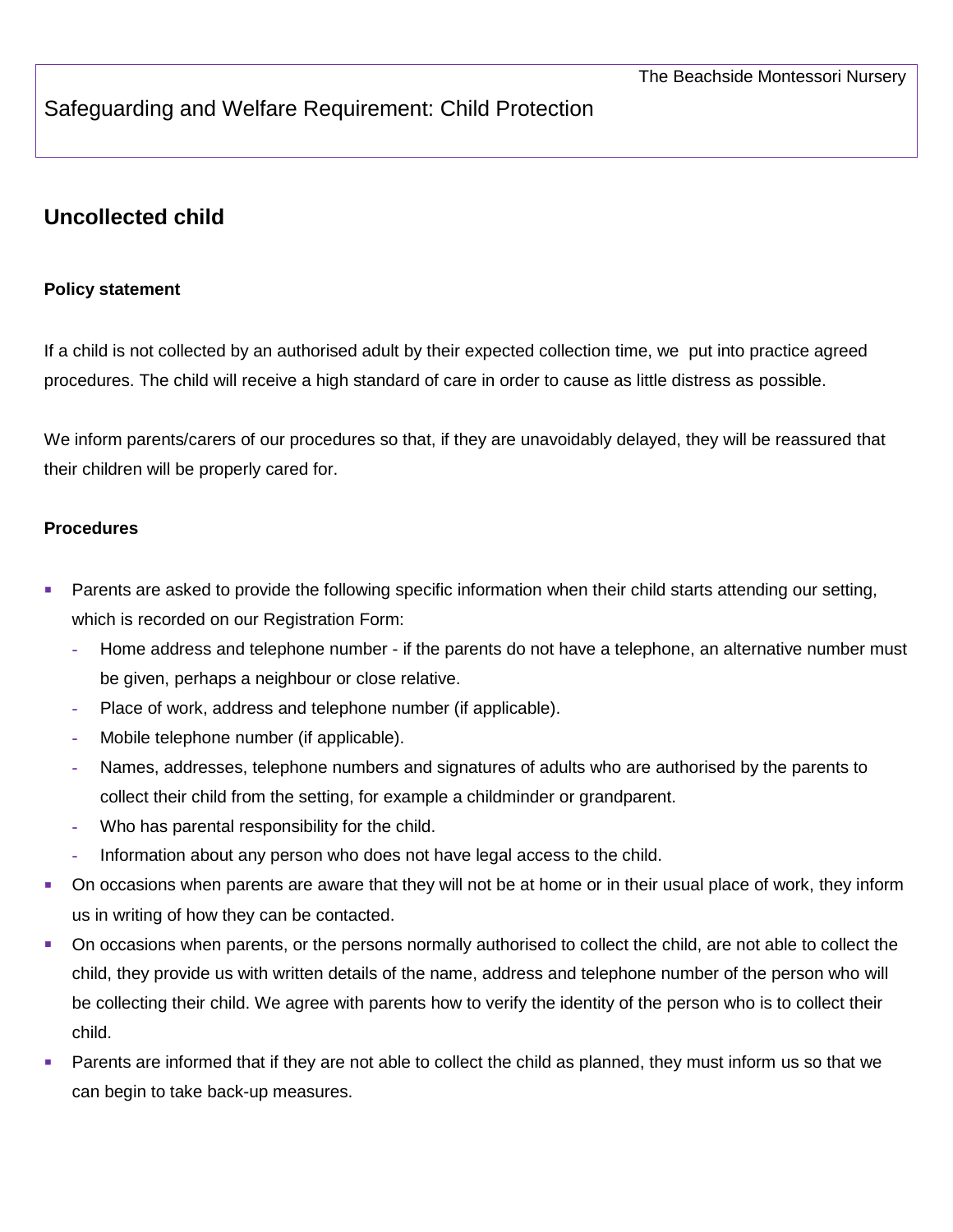The Beachside Montessori Nursery

Safeguarding and Welfare Requirement: Child Protection

## Uncollected child

### Policy statement

If a child is not collected by an authorised adult by their expected collection time, we put into practice agreed procedures. The child will receive a high standard of care in order to cause as little distress as possible.

We inform parents/carers of our procedures so that, if they are unavoidably delayed, they will be reassured that their children will be properly cared for.

### Procedures

- Parents are asked to provide the following specific information when their child starts attending our setting, which is recorded on our Registration Form:
  - Home address and telephone number - if the parents do not have a telephone, an alternative number must be given, perhaps a neighbour or close relative.
  - Place of work, address and telephone number (if applicable).
  - Mobile telephone number (if applicable).
  - Names, addresses, telephone numbers and signatures of adults who are authorised by the parents to collect their child from the setting, for example a childminder or grandparent.
  - Who has parental responsibility for the child.
  - Information about any person who does not have legal access to the child.
- On occasions when parents are aware that they will not be at home or in their usual place of work, they inform us in writing of how they can be contacted.
- On occasions when parents, or the persons normally authorised to collect the child, are not able to collect the child, they provide us with written details of the name, address and telephone number of the person who will be collecting their child. We agree with parents how to verify the identity of the person who is to collect their child.
- Parents are informed that if they are not able to collect the child as planned, they must inform us so that we can begin to take back-up measures.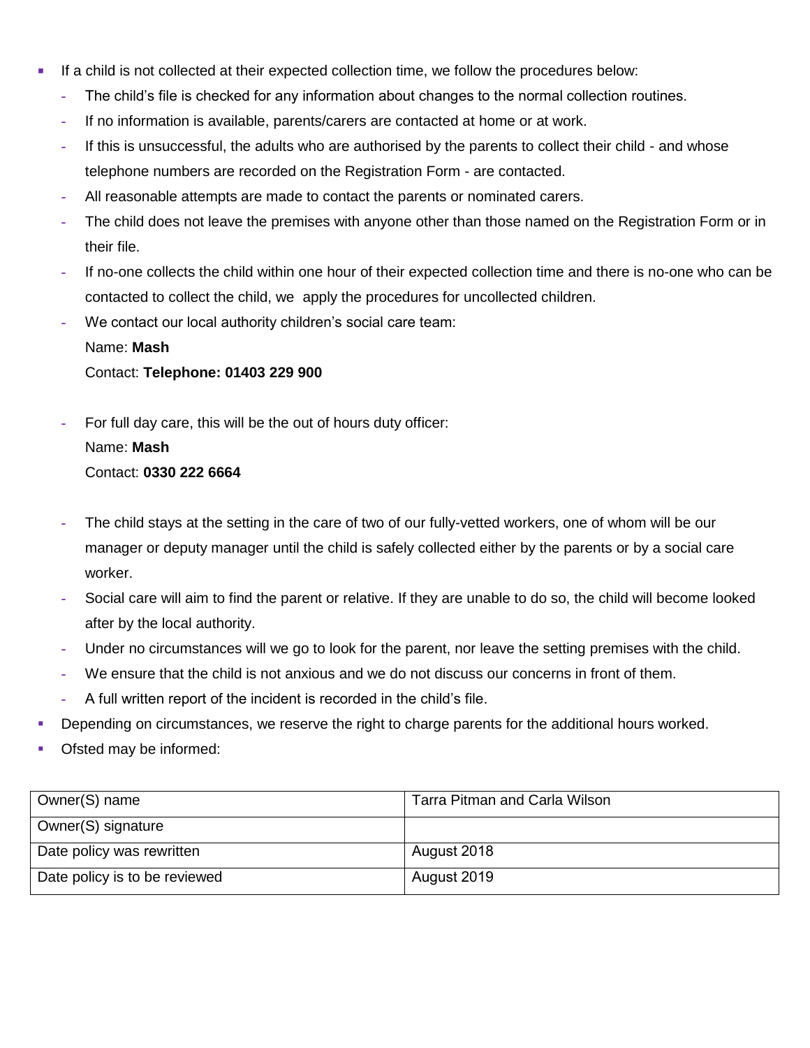- If a child is not collected at their expected collection time, we follow the procedures below:
  - The child's file is checked for any information about changes to the normal collection routines.
  - If no information is available, parents/carers are contacted at home or at work.
  - If this is unsuccessful, the adults who are authorised by the parents to collect their child - and whose telephone numbers are recorded on the Registration Form - are contacted.
  - All reasonable attempts are made to contact the parents or nominated carers.
  - The child does not leave the premises with anyone other than those named on the Registration Form or in their file.
  - If no-one collects the child within one hour of their expected collection time and there is no-one who can be contacted to collect the child, we apply the procedures for uncollected children.
  - We contact our local authority children's social care team:
    Name: **Mash**
    Contact: **Telephone: 01403 229 900**
  - For full day care, this will be the out of hours duty officer:
    Name: **Mash**
    Contact: **0330 222 6664**
  - The child stays at the setting in the care of two of our fully-vetted workers, one of whom will be our manager or deputy manager until the child is safely collected either by the parents or by a social care worker.
  - Social care will aim to find the parent or relative. If they are unable to do so, the child will become looked after by the local authority.
  - Under no circumstances will we go to look for the parent, nor leave the setting premises with the child.
  - We ensure that the child is not anxious and we do not discuss our concerns in front of them.
  - A full written report of the incident is recorded in the child's file.
- Depending on circumstances, we reserve the right to charge parents for the additional hours worked.
- Ofsted may be informed:

| | |
|---|---|
| Owner(S) name | Tarra Pitman and Carla Wilson |
| Owner(S) signature | |
| Date policy was rewritten | August 2018 |
| Date policy is to be reviewed | August 2019 |